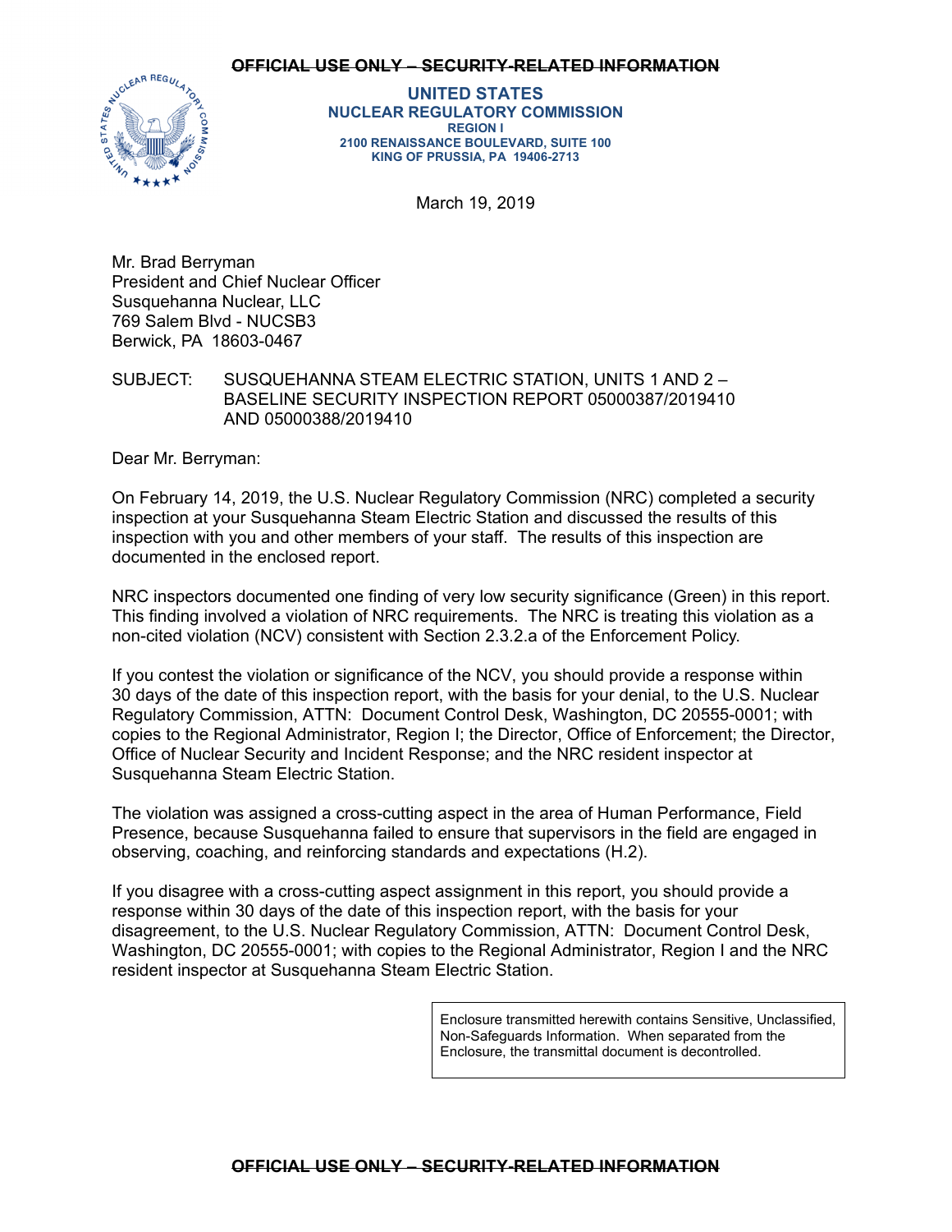~~OFFICIAL USE ONLY – SECURITY-RELATED INFORMATION~~

**UNITED STATES**
**NUCLEAR REGULATORY COMMISSION**
**REGION I**
**2100 RENAISSANCE BOULEVARD, SUITE 100**
**KING OF PRUSSIA, PA 19406-2713**

March 19, 2019

Mr. Brad Berryman
President and Chief Nuclear Officer
Susquehanna Nuclear, LLC
769 Salem Blvd - NUCSB3
Berwick, PA 18603-0467

SUBJECT: SUSQUEHANNA STEAM ELECTRIC STATION, UNITS 1 AND 2 – BASELINE SECURITY INSPECTION REPORT 05000387/2019410 AND 05000388/2019410

Dear Mr. Berryman:

On February 14, 2019, the U.S. Nuclear Regulatory Commission (NRC) completed a security inspection at your Susquehanna Steam Electric Station and discussed the results of this inspection with you and other members of your staff. The results of this inspection are documented in the enclosed report.

NRC inspectors documented one finding of very low security significance (Green) in this report. This finding involved a violation of NRC requirements. The NRC is treating this violation as a non-cited violation (NCV) consistent with Section 2.3.2.a of the Enforcement Policy.

If you contest the violation or significance of the NCV, you should provide a response within 30 days of the date of this inspection report, with the basis for your denial, to the U.S. Nuclear Regulatory Commission, ATTN: Document Control Desk, Washington, DC 20555-0001; with copies to the Regional Administrator, Region I; the Director, Office of Enforcement; the Director, Office of Nuclear Security and Incident Response; and the NRC resident inspector at Susquehanna Steam Electric Station.

The violation was assigned a cross-cutting aspect in the area of Human Performance, Field Presence, because Susquehanna failed to ensure that supervisors in the field are engaged in observing, coaching, and reinforcing standards and expectations (H.2).

If you disagree with a cross-cutting aspect assignment in this report, you should provide a response within 30 days of the date of this inspection report, with the basis for your disagreement, to the U.S. Nuclear Regulatory Commission, ATTN: Document Control Desk, Washington, DC 20555-0001; with copies to the Regional Administrator, Region I and the NRC resident inspector at Susquehanna Steam Electric Station.

Enclosure transmitted herewith contains Sensitive, Unclassified, Non-Safeguards Information. When separated from the Enclosure, the transmittal document is decontrolled.

~~OFFICIAL USE ONLY – SECURITY-RELATED INFORMATION~~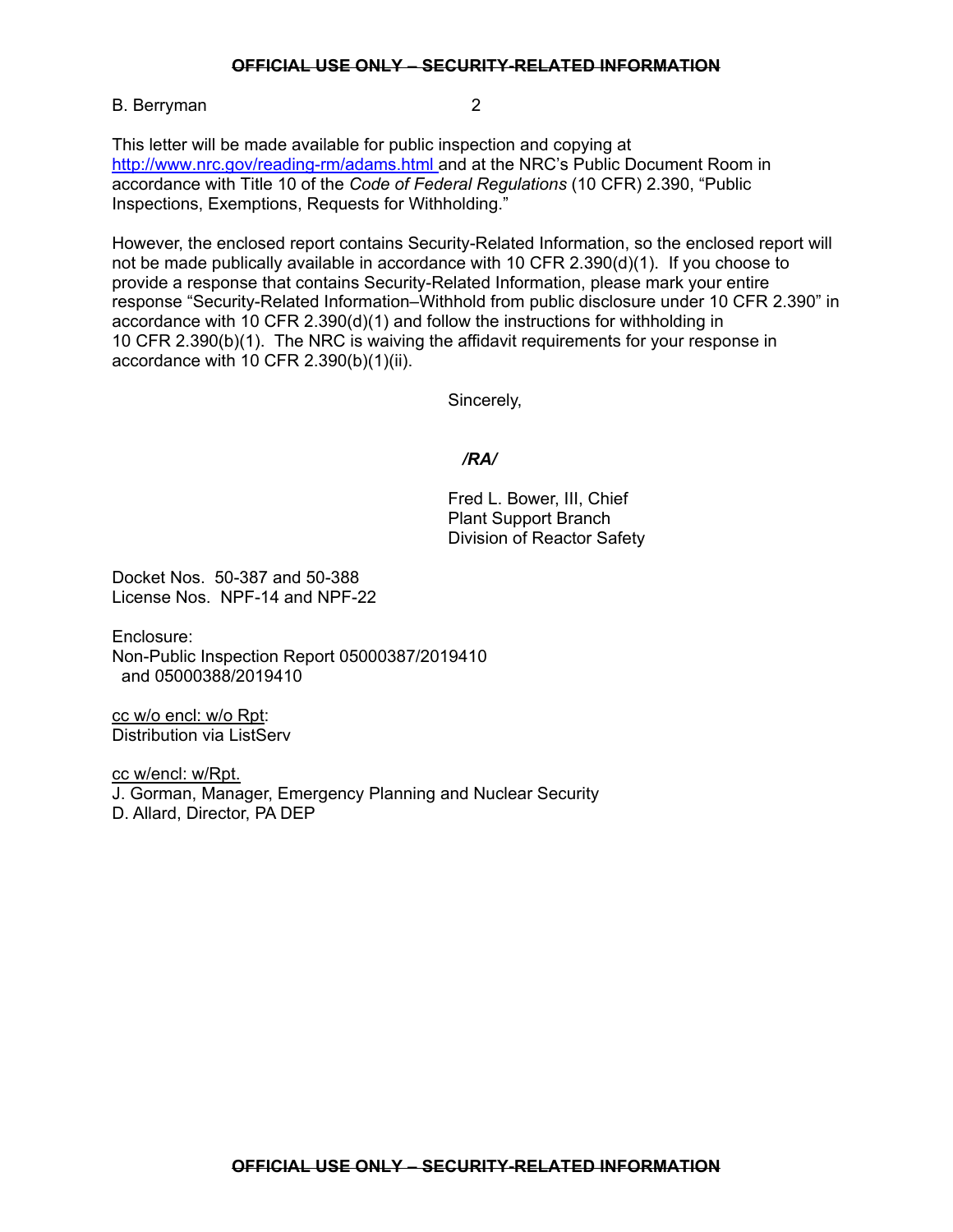This letter will be made available for public inspection and copying at [http://www.nrc.gov/reading-rm/adams.html](http://www.nrc.gov/reading-rm/adams.html) and at the NRC's Public Document Room in accordance with Title 10 of the *Code of Federal Regulations* (10 CFR) 2.390, "Public Inspections, Exemptions, Requests for Withholding."

However, the enclosed report contains Security-Related Information, so the enclosed report will not be made publically available in accordance with 10 CFR 2.390(d)(1). If you choose to provide a response that contains Security-Related Information, please mark your entire response "Security-Related Information–Withhold from public disclosure under 10 CFR 2.390" in accordance with 10 CFR 2.390(d)(1) and follow the instructions for withholding in 10 CFR 2.390(b)(1). The NRC is waiving the affidavit requirements for your response in accordance with 10 CFR 2.390(b)(1)(ii).

Sincerely,

***/RA/***

Fred L. Bower, III, Chief
Plant Support Branch
Division of Reactor Safety

Docket Nos. 50-387 and 50-388
License Nos. NPF-14 and NPF-22

Enclosure:
Non-Public Inspection Report 05000387/2019410
and 05000388/2019410

cc w/o encl: w/o Rpt:
Distribution via ListServ

cc w/encl: w/Rpt.
J. Gorman, Manager, Emergency Planning and Nuclear Security
D. Allard, Director, PA DEP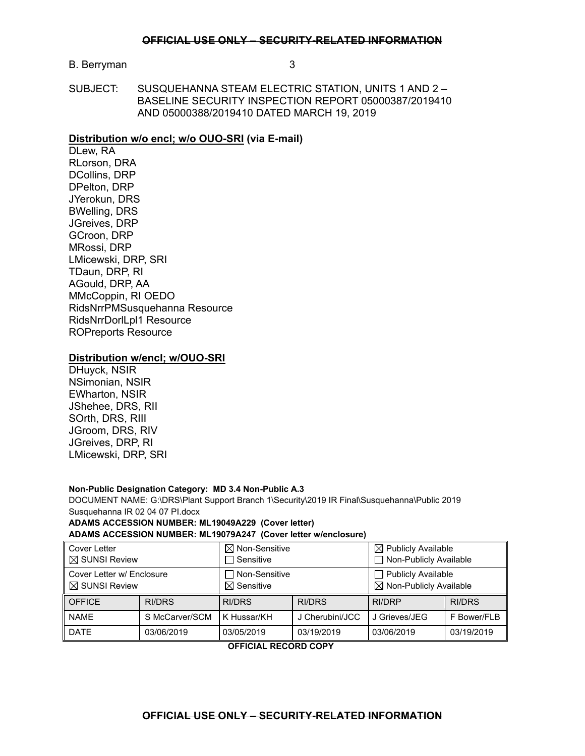SUBJECT: SUSQUEHANNA STEAM ELECTRIC STATION, UNITS 1 AND 2 – BASELINE SECURITY INSPECTION REPORT 05000387/2019410 AND 05000388/2019410 DATED MARCH 19, 2019

**Distribution w/o encl; w/o OUO-SRI (via E-mail)**

DLew, RA
RLorson, DRA
DCollins, DRP
DPelton, DRP
JYerokun, DRS
BWelling, DRS
JGreives, DRP
GCroon, DRP
MRossi, DRP
LMicewski, DRP, SRI
TDaun, DRP, RI
AGould, DRP, AA
MMcCoppin, RI OEDO
RidsNrrPMSusquehanna Resource
RidsNrrDorlLpl1 Resource
ROPreports Resource

**Distribution w/encl; w/OUO-SRI**

DHuyck, NSIR
NSimonian, NSIR
EWharton, NSIR
JShehee, DRS, RII
SOrth, DRS, RIII
JGroom, DRS, RIV
JGreives, DRP, RI
LMicewski, DRP, SRI

**Non-Public Designation Category: MD 3.4 Non-Public A.3**

DOCUMENT NAME: G:\DRS\Plant Support Branch 1\Security\2019 IR Final\Susquehanna\Public 2019 Susquehanna IR 02 04 07 PI.docx

**ADAMS ACCESSION NUMBER: ML19049A229 (Cover letter)**

**ADAMS ACCESSION NUMBER: ML19079A247 (Cover letter w/enclosure)**

| | | | | | |
|---|---|---|---|---|---|
| Cover Letter<br>☒ SUNSI Review | | ☒ Non-Sensitive<br>☐ Sensitive | | ☒ Publicly Available<br>☐ Non-Publicly Available | |
| Cover Letter w/ Enclosure<br>☒ SUNSI Review | | ☐ Non-Sensitive<br>☒ Sensitive | | ☐ Publicly Available<br>☒ Non-Publicly Available | |
| OFFICE | RI/DRS | RI/DRS | RI/DRS | RI/DRP | RI/DRS |
| NAME | S McCarver/SCM | K Hussar/KH | J Cherubini/JCC | J Grieves/JEG | F Bower/FLB |
| DATE | 03/06/2019 | 03/05/2019 | 03/19/2019 | 03/06/2019 | 03/19/2019 |

**OFFICIAL RECORD COPY**